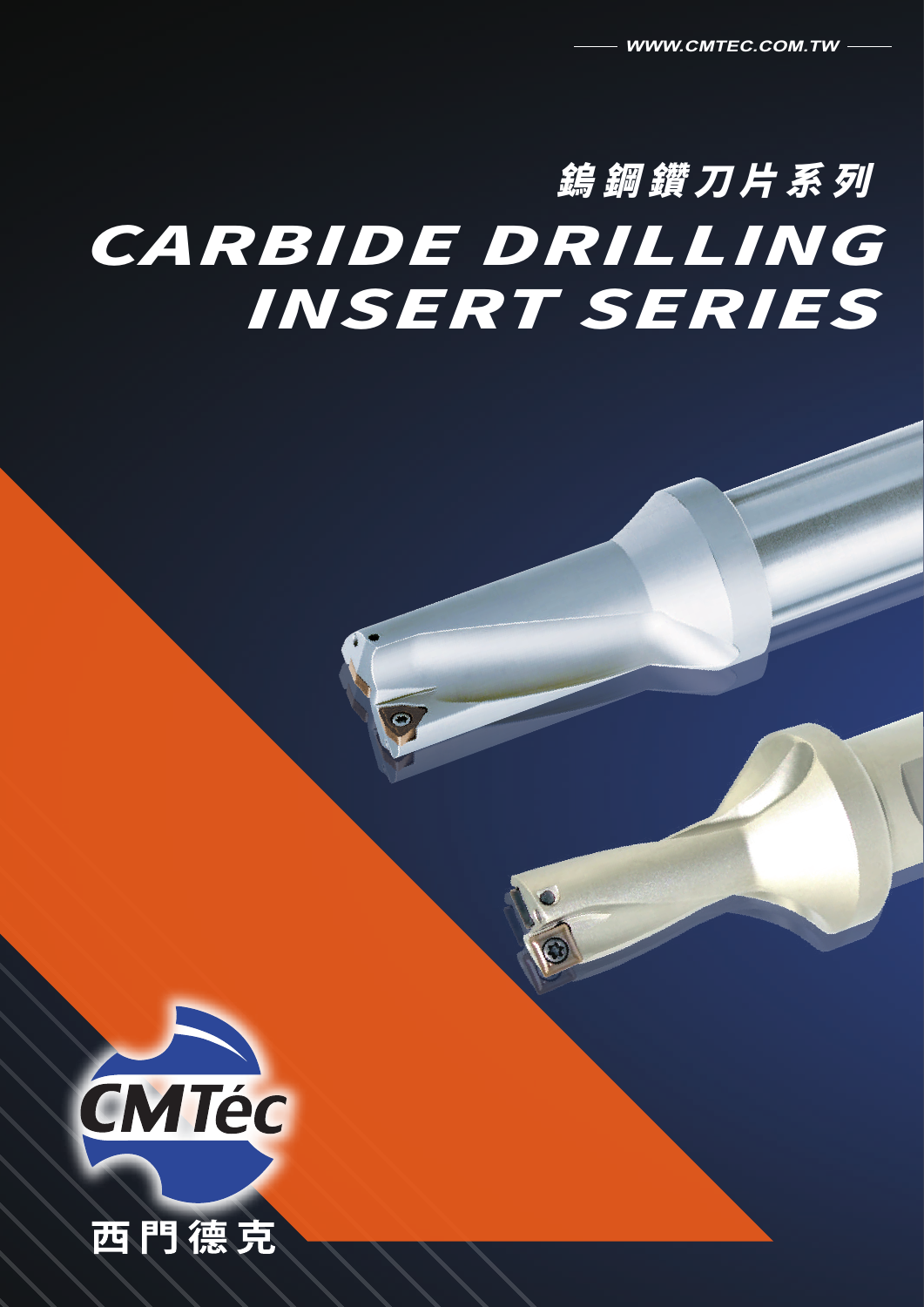WWW.CMTEC.COM.TW

# 鎢鋼鑽刀片系列

# CARBIDE DRILLING INSERT SERIES

CMTéc

西門德克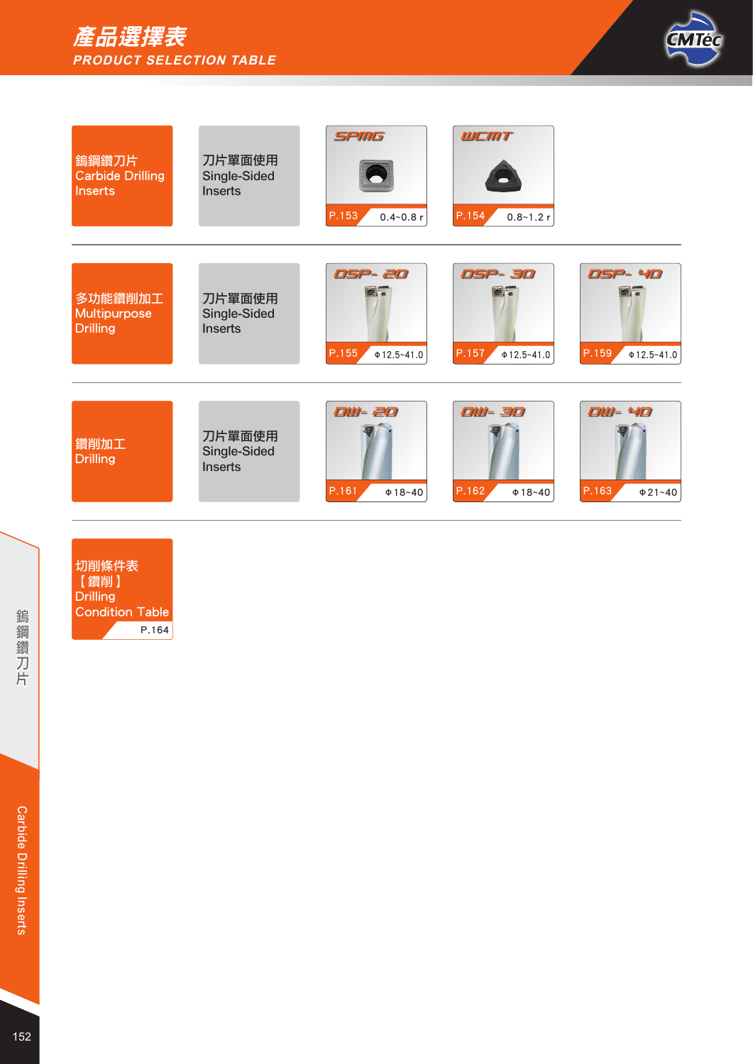# 產品選擇表
## PRODUCT SELECTION TABLE

| 類別 Category | 類型 Type | | | |
|---|---|---|---|---|
| 鎢鋼鑽刀片 Carbide Drilling Inserts | 刀片單面使用 Single-Sided Inserts | SPMG P.153 0.4~0.8 r | WCMT P.154 0.8~1.2 r | |
| 多功能鑽削加工 Multipurpose Drilling | 刀片單面使用 Single-Sided Inserts | DSP- 2D P.155 Φ12.5~41.0 | DSP- 3D P.157 Φ12.5~41.0 | DSP- 4D P.159 Φ12.5~41.0 |
| 鑽削加工 Drilling | 刀片單面使用 Single-Sided Inserts | DW- 2D P.161 Φ18~40 | DW- 3D P.162 Φ18~40 | DW- 4D P.163 Φ21~40 |

切削條件表【鑽削】Drilling Condition Table P.164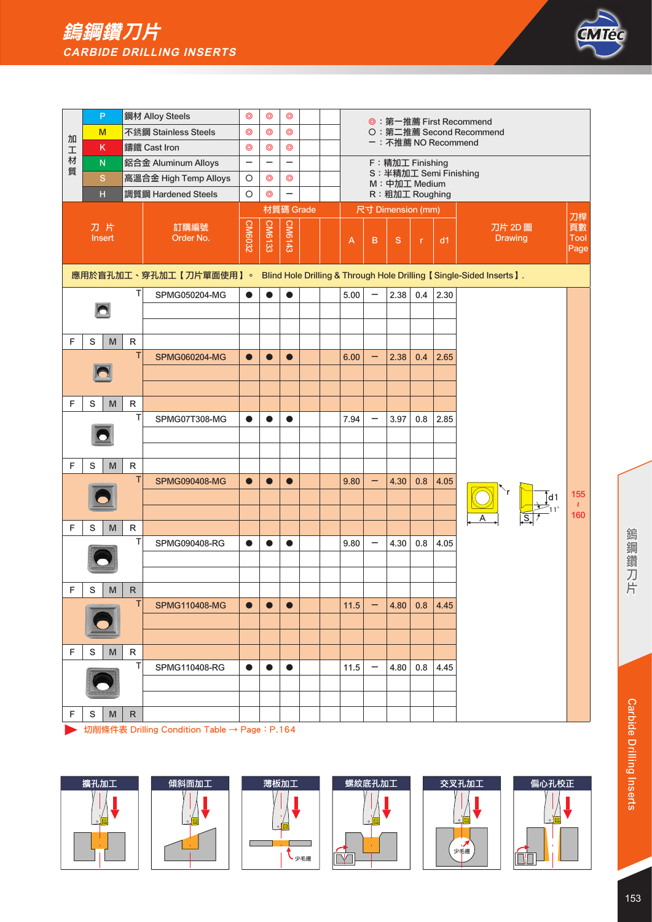# 鎢鋼鑽刀片
## CARBIDE DRILLING INSERTS

| 加工材質 | | CM6032 | CM6133 | CM6143 | | |
|---|---|---|---|---|---|---|
| P | 鋼材 Alloy Steels | ◎ | ◎ | ◎ | | |
| M | 不銹鋼 Stainless Steels | ◎ | ◎ | ◎ | | |
| K | 鑄鐵 Cast Iron | ◎ | ◎ | ◎ | | |
| N | 鋁合金 Aluminum Alloys | – | – | – | | |
| S | 高溫合金 High Temp Alloys | O | ◎ | ◎ | | |
| H | 調質鋼 Hardened Steels | O | ◎ | – | | |

◎：第一推薦 First Recommend
O：第二推薦 Second Recommend
–：不推薦 NO Recommend

F：精加工 Finishing
S：半精加工 Semi Finishing
M：中加工 Medium
R：粗加工 Roughing

應用於盲孔加工、穿孔加工【刀片單面使用】。 Blind Hole Drilling & Through Hole Drilling【Single-Sided Inserts】.

| 刀片 Insert | 訂購編號 Order No. | CM6032 | CM6133 | CM6143 | | | A | B | S | r | d1 | 刀片 2D 圖 Drawing | 刀桿頁數 Tool Page |
|---|---|---|---|---|---|---|---|---|---|---|---|---|---|
| F S M R | SPMG050204-MG | ● | ● | ● | | | 5.00 | – | 2.38 | 0.4 | 2.30 | | 155~160 |
| F S M R | SPMG060204-MG | ● | ● | ● | | | 6.00 | – | 2.38 | 0.4 | 2.65 | | 155~160 |
| F S M R | SPMG07T308-MG | ● | ● | ● | | | 7.94 | – | 3.97 | 0.8 | 2.85 | | 155~160 |
| F S M R | SPMG090408-MG | ● | ● | ● | | | 9.80 | – | 4.30 | 0.8 | 4.05 | | 155~160 |
| F S M R | SPMG090408-RG | ● | ● | ● | | | 9.80 | – | 4.30 | 0.8 | 4.05 | | 155~160 |
| F S M R | SPMG110408-MG | ● | ● | ● | | | 11.5 | – | 4.80 | 0.8 | 4.45 | | 155~160 |
| F S M R | SPMG110408-RG | ● | ● | ● | | | 11.5 | – | 4.80 | 0.8 | 4.45 | | 155~160 |

切削條件表 Drilling Condition Table → Page：P.164

擴孔加工　傾斜面加工　薄板加工　螺紋底孔加工　交叉孔加工　偏心孔校正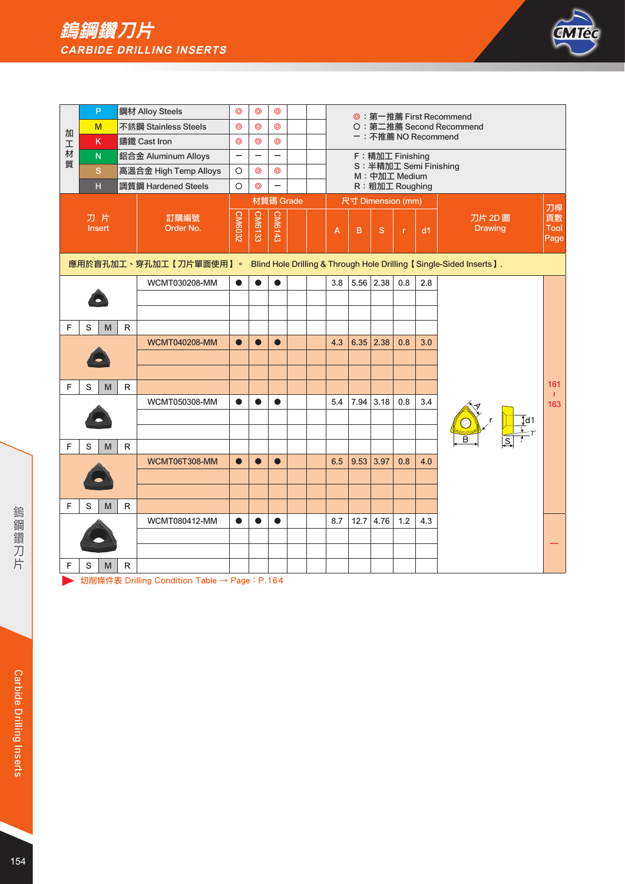# 鎢鋼鑽刀片
## CARBIDE DRILLING INSERTS

| 加工材質 | | | CM6032 | CM6133 | CM6143 | | |
|---|---|---|---|---|---|---|---|
| P | 鋼材 Alloy Steels | | ◎ | ◎ | ◎ | | |
| M | 不銹鋼 Stainless Steels | | ◎ | ◎ | ◎ | | |
| K | 鑄鐵 Cast Iron | | ◎ | ◎ | ◎ | | |
| N | 鋁合金 Aluminum Alloys | | − | − | − | | |
| S | 高溫合金 High Temp Alloys | | ○ | ◎ | ◎ | | |
| H | 調質鋼 Hardened Steels | | ○ | ◎ | − | | |

◎：第一推薦 First Recommend
○：第二推薦 Second Recommend
−：不推薦 NO Recommend

F：精加工 Finishing
S：半精加工 Semi Finishing
M：中加工 Medium
R：粗加工 Roughing

應用於盲孔加工、穿孔加工【刀片單面使用】。 Blind Hole Drilling & Through Hole Drilling【Single-Sided Inserts】.

| 刀片 Insert | 訂購編號 Order No. | CM6032 | CM6133 | CM6143 | | | A | B | S | r | d1 | 刀片 2D 圖 Drawing | 刀桿頁數 Tool Page |
|---|---|---|---|---|---|---|---|---|---|---|---|---|---|
| F S **M** R | WCMT030208-MM | ● | ● | ● | | | 3.8 | 5.56 | 2.38 | 0.8 | 2.8 | | 161~163 |
| F S **M** R | WCMT040208-MM | ● | ● | ● | | | 4.3 | 6.35 | 2.38 | 0.8 | 3.0 | | 161~163 |
| F S **M** R | WCMT050308-MM | ● | ● | ● | | | 5.4 | 7.94 | 3.18 | 0.8 | 3.4 | | 161~163 |
| F S **M** R | WCMT06T308-MM | ● | ● | ● | | | 6.5 | 9.53 | 3.97 | 0.8 | 4.0 | | 161~163 |
| F S **M** R | WCMT080412-MM | ● | ● | ● | | | 8.7 | 12.7 | 4.76 | 1.2 | 4.3 | | − |

▶ 切削條件表 Drilling Condition Table → Page：P.164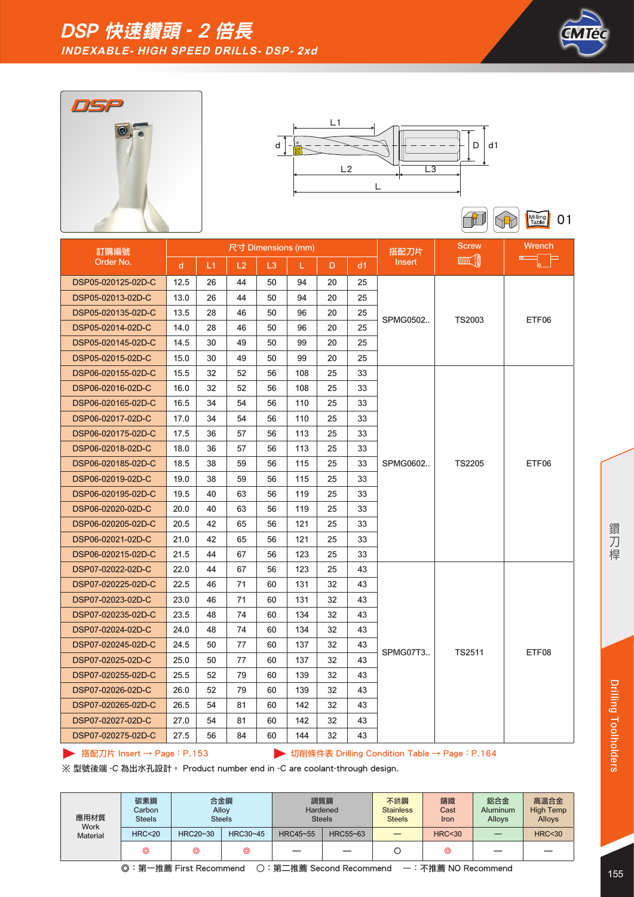# DSP 快速鑽頭 - 2 倍長

## INDEXABLE- HIGH SPEED DRILLS- DSP- 2xd

DSP

L1 · d · D · d1 · L2 · L3 · L

Milling Table 01

| 訂購編號 Order No. | 尺寸 Dimensions (mm) | | | | | | | 搭配刀片 Insert | Screw | Wrench |
|---|---|---|---|---|---|---|---|---|---|---|
| | d | L1 | L2 | L3 | L | D | d1 | | | |
| DSP05-020125-02D-C | 12.5 | 26 | 44 | 50 | 94 | 20 | 25 | SPMG0502.. | TS2003 | ETF06 |
| DSP05-02013-02D-C | 13.0 | 26 | 44 | 50 | 94 | 20 | 25 | | | |
| DSP05-020135-02D-C | 13.5 | 28 | 46 | 50 | 96 | 20 | 25 | | | |
| DSP05-02014-02D-C | 14.0 | 28 | 46 | 50 | 96 | 20 | 25 | | | |
| DSP05-020145-02D-C | 14.5 | 30 | 49 | 50 | 99 | 20 | 25 | | | |
| DSP05-02015-02D-C | 15.0 | 30 | 49 | 50 | 99 | 20 | 25 | | | |
| DSP06-020155-02D-C | 15.5 | 32 | 52 | 56 | 108 | 25 | 33 | SPMG0602.. | TS2205 | ETF06 |
| DSP06-02016-02D-C | 16.0 | 32 | 52 | 56 | 108 | 25 | 33 | | | |
| DSP06-020165-02D-C | 16.5 | 34 | 54 | 56 | 110 | 25 | 33 | | | |
| DSP06-02017-02D-C | 17.0 | 34 | 54 | 56 | 110 | 25 | 33 | | | |
| DSP06-020175-02D-C | 17.5 | 36 | 57 | 56 | 113 | 25 | 33 | | | |
| DSP06-02018-02D-C | 18.0 | 36 | 57 | 56 | 113 | 25 | 33 | | | |
| DSP06-020185-02D-C | 18.5 | 38 | 59 | 56 | 115 | 25 | 33 | | | |
| DSP06-02019-02D-C | 19.0 | 38 | 59 | 56 | 115 | 25 | 33 | | | |
| DSP06-020195-02D-C | 19.5 | 40 | 63 | 56 | 119 | 25 | 33 | | | |
| DSP06-02020-02D-C | 20.0 | 40 | 63 | 56 | 119 | 25 | 33 | | | |
| DSP06-020205-02D-C | 20.5 | 42 | 65 | 56 | 121 | 25 | 33 | | | |
| DSP06-02021-02D-C | 21.0 | 42 | 65 | 56 | 121 | 25 | 33 | | | |
| DSP06-020215-02D-C | 21.5 | 44 | 67 | 56 | 123 | 25 | 33 | | | |
| DSP07-02022-02D-C | 22.0 | 44 | 67 | 56 | 123 | 25 | 43 | SPMG07T3.. | TS2511 | ETF08 |
| DSP07-020225-02D-C | 22.5 | 46 | 71 | 60 | 131 | 32 | 43 | | | |
| DSP07-02023-02D-C | 23.0 | 46 | 71 | 60 | 131 | 32 | 43 | | | |
| DSP07-020235-02D-C | 23.5 | 48 | 74 | 60 | 134 | 32 | 43 | | | |
| DSP07-02024-02D-C | 24.0 | 48 | 74 | 60 | 134 | 32 | 43 | | | |
| DSP07-020245-02D-C | 24.5 | 50 | 77 | 60 | 137 | 32 | 43 | | | |
| DSP07-02025-02D-C | 25.0 | 50 | 77 | 60 | 137 | 32 | 43 | | | |
| DSP07-020255-02D-C | 25.5 | 52 | 79 | 60 | 139 | 32 | 43 | | | |
| DSP07-02026-02D-C | 26.0 | 52 | 79 | 60 | 139 | 32 | 43 | | | |
| DSP07-020265-02D-C | 26.5 | 54 | 81 | 60 | 142 | 32 | 43 | | | |
| DSP07-02027-02D-C | 27.0 | 54 | 81 | 60 | 142 | 32 | 43 | | | |
| DSP07-020275-02D-C | 27.5 | 56 | 84 | 60 | 144 | 32 | 43 | | | |

▶ 搭配刀片 Insert → Page：P.153 ▶ 切削條件表 Drilling Condition Table → Page：P.164

※ 型號後端 -C 為出水孔設計。 Product number end in -C are coolant-through design.

| 應用材質 Work Material | 碳素鋼 Carbon Steels | 合金鋼 Alloy Steels | | 調質鋼 Hardened Steels | | 不銹鋼 Stainless Steels | 鑄鐵 Cast Iron | 鋁合金 Aluminum Alloys | 高溫合金 High Temp Alloys |
|---|---|---|---|---|---|---|---|---|---|
| | HRC<20 | HRC20~30 | HRC30~45 | HRC45~55 | HRC55~63 | — | HRC<30 | — | HRC<30 |
| | ◎ | ◎ | ◎ | — | — | ○ | ◎ | — | — |

◎：第一推薦 First Recommend ○：第二推薦 Second Recommend —：不推薦 NO Recommend

鑽刀桿 Drilling Toolholders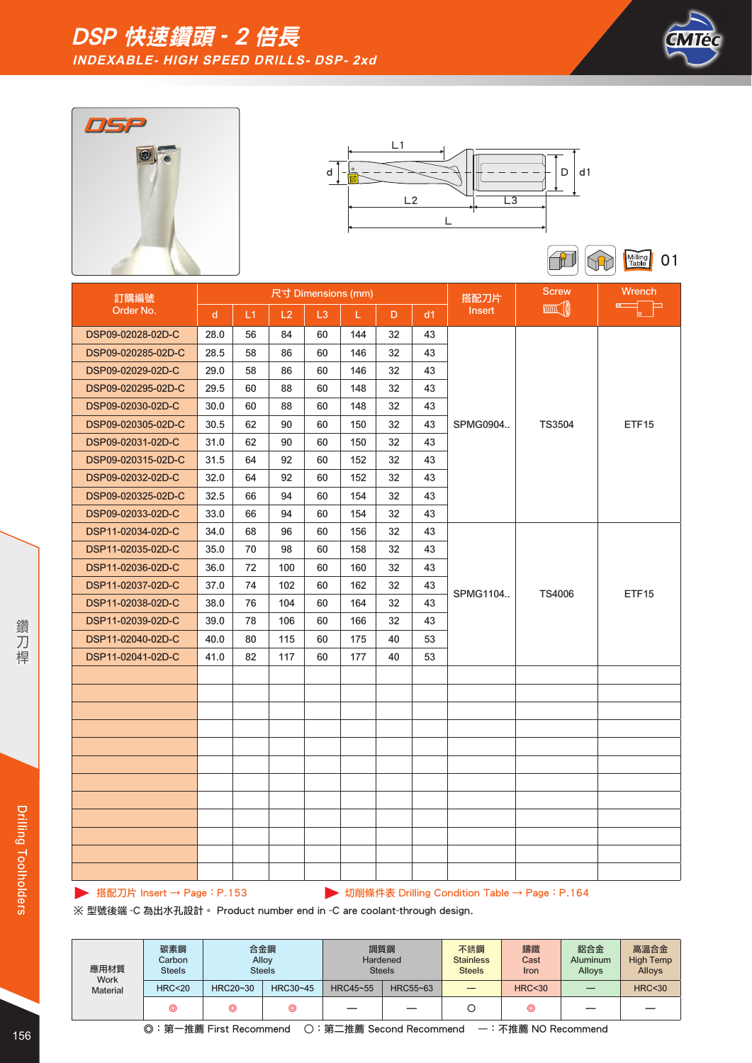# DSP 快速鑽頭 - 2 倍長

## INDEXABLE- HIGH SPEED DRILLS- DSP- 2xd

01

| 訂購編號 Order No. | 尺寸 Dimensions (mm) | | | | | | | 搭配刀片 Insert | Screw | Wrench |
|---|---|---|---|---|---|---|---|---|---|---|
| | d | L1 | L2 | L3 | L | D | d1 | | | |
| DSP09-02028-02D-C | 28.0 | 56 | 84 | 60 | 144 | 32 | 43 | SPMG0904.. | TS3504 | ETF15 |
| DSP09-020285-02D-C | 28.5 | 58 | 86 | 60 | 146 | 32 | 43 | | | |
| DSP09-02029-02D-C | 29.0 | 58 | 86 | 60 | 146 | 32 | 43 | | | |
| DSP09-020295-02D-C | 29.5 | 60 | 88 | 60 | 148 | 32 | 43 | | | |
| DSP09-02030-02D-C | 30.0 | 60 | 88 | 60 | 148 | 32 | 43 | | | |
| DSP09-020305-02D-C | 30.5 | 62 | 90 | 60 | 150 | 32 | 43 | | | |
| DSP09-02031-02D-C | 31.0 | 62 | 90 | 60 | 150 | 32 | 43 | | | |
| DSP09-020315-02D-C | 31.5 | 64 | 92 | 60 | 152 | 32 | 43 | | | |
| DSP09-02032-02D-C | 32.0 | 64 | 92 | 60 | 152 | 32 | 43 | | | |
| DSP09-020325-02D-C | 32.5 | 66 | 94 | 60 | 154 | 32 | 43 | | | |
| DSP09-02033-02D-C | 33.0 | 66 | 94 | 60 | 154 | 32 | 43 | | | |
| DSP11-02034-02D-C | 34.0 | 68 | 96 | 60 | 156 | 32 | 43 | SPMG1104.. | TS4006 | ETF15 |
| DSP11-02035-02D-C | 35.0 | 70 | 98 | 60 | 158 | 32 | 43 | | | |
| DSP11-02036-02D-C | 36.0 | 72 | 100 | 60 | 160 | 32 | 43 | | | |
| DSP11-02037-02D-C | 37.0 | 74 | 102 | 60 | 162 | 32 | 43 | | | |
| DSP11-02038-02D-C | 38.0 | 76 | 104 | 60 | 164 | 32 | 43 | | | |
| DSP11-02039-02D-C | 39.0 | 78 | 106 | 60 | 166 | 32 | 43 | | | |
| DSP11-02040-02D-C | 40.0 | 80 | 115 | 60 | 175 | 40 | 53 | | | |
| DSP11-02041-02D-C | 41.0 | 82 | 117 | 60 | 177 | 40 | 53 | | | |

▶ 搭配刀片 Insert → Page：P.153　▶ 切削條件表 Drilling Condition Table → Page：P.164

※ 型號後端 -C 為出水孔設計。 Product number end in -C are coolant-through design.

| 應用材質 Work Material | 碳素鋼 Carbon Steels | 合金鋼 Alloy Steels | | 調質鋼 Hardened Steels | | 不銹鋼 Stainless Steels | 鑄鐵 Cast Iron | 鋁合金 Aluminum Alloys | 高溫合金 High Temp Alloys |
|---|---|---|---|---|---|---|---|---|---|
| | HRC<20 | HRC20~30 | HRC30~45 | HRC45~55 | HRC55~63 | — | HRC<30 | — | HRC<30 |
| | ◎ | ◎ | ◎ | — | — | ○ | ◎ | — | — |

◎：第一推薦 First Recommend　○：第二推薦 Second Recommend　—：不推薦 NO Recommend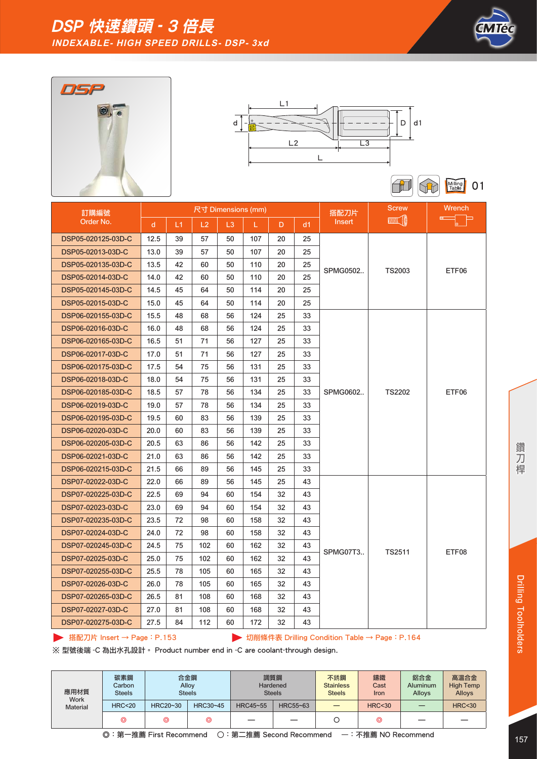# DSP 快速鑽頭 - 3 倍長

## INDEXABLE- HIGH SPEED DRILLS- DSP- 3xd

01

| 訂購編號 Order No. | 尺寸 Dimensions (mm) | | | | | | | 搭配刀片 Insert | Screw | Wrench |
|---|---|---|---|---|---|---|---|---|---|---|
| | d | L1 | L2 | L3 | L | D | d1 | | | |
| DSP05-020125-03D-C | 12.5 | 39 | 57 | 50 | 107 | 20 | 25 | SPMG0502.. | TS2003 | ETF06 |
| DSP05-02013-03D-C | 13.0 | 39 | 57 | 50 | 107 | 20 | 25 | | | |
| DSP05-020135-03D-C | 13.5 | 42 | 60 | 50 | 110 | 20 | 25 | | | |
| DSP05-02014-03D-C | 14.0 | 42 | 60 | 50 | 110 | 20 | 25 | | | |
| DSP05-020145-03D-C | 14.5 | 45 | 64 | 50 | 114 | 20 | 25 | | | |
| DSP05-02015-03D-C | 15.0 | 45 | 64 | 50 | 114 | 20 | 25 | | | |
| DSP06-020155-03D-C | 15.5 | 48 | 68 | 56 | 124 | 25 | 33 | SPMG0602.. | TS2202 | ETF06 |
| DSP06-02016-03D-C | 16.0 | 48 | 68 | 56 | 124 | 25 | 33 | | | |
| DSP06-020165-03D-C | 16.5 | 51 | 71 | 56 | 127 | 25 | 33 | | | |
| DSP06-02017-03D-C | 17.0 | 51 | 71 | 56 | 127 | 25 | 33 | | | |
| DSP06-020175-03D-C | 17.5 | 54 | 75 | 56 | 131 | 25 | 33 | | | |
| DSP06-02018-03D-C | 18.0 | 54 | 75 | 56 | 131 | 25 | 33 | | | |
| DSP06-020185-03D-C | 18.5 | 57 | 78 | 56 | 134 | 25 | 33 | | | |
| DSP06-02019-03D-C | 19.0 | 57 | 78 | 56 | 134 | 25 | 33 | | | |
| DSP06-020195-03D-C | 19.5 | 60 | 83 | 56 | 139 | 25 | 33 | | | |
| DSP06-02020-03D-C | 20.0 | 60 | 83 | 56 | 139 | 25 | 33 | | | |
| DSP06-020205-03D-C | 20.5 | 63 | 86 | 56 | 142 | 25 | 33 | | | |
| DSP06-02021-03D-C | 21.0 | 63 | 86 | 56 | 142 | 25 | 33 | | | |
| DSP06-020215-03D-C | 21.5 | 66 | 89 | 56 | 145 | 25 | 33 | | | |
| DSP07-02022-03D-C | 22.0 | 66 | 89 | 56 | 145 | 25 | 43 | SPMG07T3.. | TS2511 | ETF08 |
| DSP07-020225-03D-C | 22.5 | 69 | 94 | 60 | 154 | 32 | 43 | | | |
| DSP07-02023-03D-C | 23.0 | 69 | 94 | 60 | 154 | 32 | 43 | | | |
| DSP07-020235-03D-C | 23.5 | 72 | 98 | 60 | 158 | 32 | 43 | | | |
| DSP07-02024-03D-C | 24.0 | 72 | 98 | 60 | 158 | 32 | 43 | | | |
| DSP07-020245-03D-C | 24.5 | 75 | 102 | 60 | 162 | 32 | 43 | | | |
| DSP07-02025-03D-C | 25.0 | 75 | 102 | 60 | 162 | 32 | 43 | | | |
| DSP07-020255-03D-C | 25.5 | 78 | 105 | 60 | 165 | 32 | 43 | | | |
| DSP07-02026-03D-C | 26.0 | 78 | 105 | 60 | 165 | 32 | 43 | | | |
| DSP07-020265-03D-C | 26.5 | 81 | 108 | 60 | 168 | 32 | 43 | | | |
| DSP07-02027-03D-C | 27.0 | 81 | 108 | 60 | 168 | 32 | 43 | | | |
| DSP07-020275-03D-C | 27.5 | 84 | 112 | 60 | 172 | 32 | 43 | | | |

▶ 搭配刀片 Insert → Page：P.153　　▶ 切削條件表 Drilling Condition Table → Page：P.164

※ 型號後端 -C 為出水孔設計。 Product number end in -C are coolant-through design.

| 應用材質 Work Material | 碳素鋼 Carbon Steels | 合金鋼 Alloy Steels | | 調質鋼 Hardened Steels | | 不銹鋼 Stainless Steels | 鑄鐵 Cast Iron | 鋁合金 Aluminum Alloys | 高溫合金 High Temp Alloys |
|---|---|---|---|---|---|---|---|---|---|
| | HRC<20 | HRC20~30 | HRC30~45 | HRC45~55 | HRC55~63 | — | HRC<30 | — | HRC<30 |
| | ◎ | ◎ | ◎ | — | — | ○ | ◎ | — | — |

◎：第一推薦 First Recommend　○：第二推薦 Second Recommend　—：不推薦 NO Recommend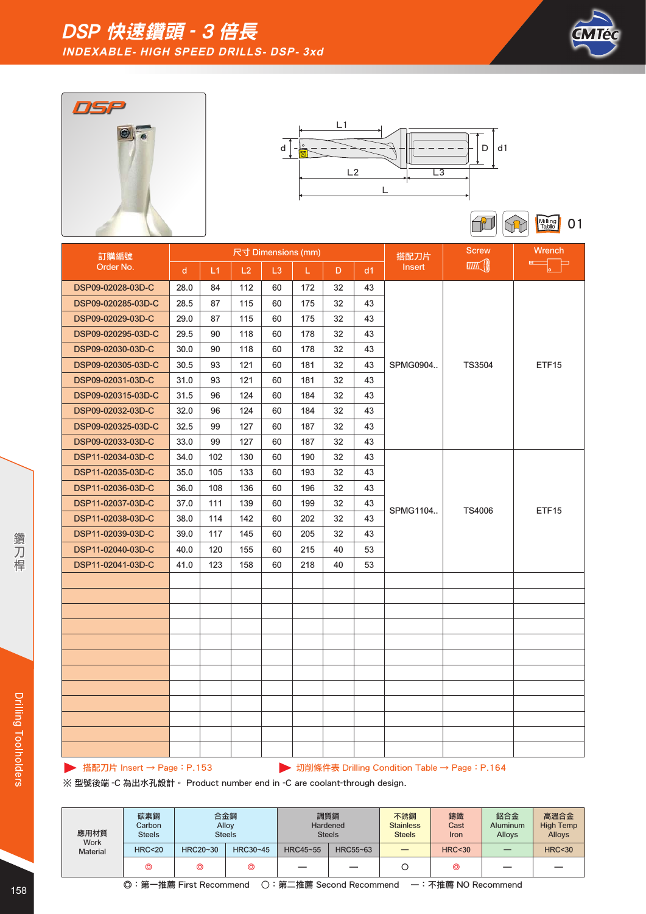# DSP 快速鑽頭 - 3 倍長

## INDEXABLE- HIGH SPEED DRILLS- DSP- 3xd

DSP

Milling Table 01

| 訂購編號 Order No. | 尺寸 Dimensions (mm) | | | | | | | 搭配刀片 Insert | Screw | Wrench |
|---|---|---|---|---|---|---|---|---|---|---|
| | d | L1 | L2 | L3 | L | D | d1 | | | |
| DSP09-02028-03D-C | 28.0 | 84 | 112 | 60 | 172 | 32 | 43 | SPMG0904.. | TS3504 | ETF15 |
| DSP09-020285-03D-C | 28.5 | 87 | 115 | 60 | 175 | 32 | 43 | | | |
| DSP09-02029-03D-C | 29.0 | 87 | 115 | 60 | 175 | 32 | 43 | | | |
| DSP09-020295-03D-C | 29.5 | 90 | 118 | 60 | 178 | 32 | 43 | | | |
| DSP09-02030-03D-C | 30.0 | 90 | 118 | 60 | 178 | 32 | 43 | | | |
| DSP09-020305-03D-C | 30.5 | 93 | 121 | 60 | 181 | 32 | 43 | | | |
| DSP09-02031-03D-C | 31.0 | 93 | 121 | 60 | 181 | 32 | 43 | | | |
| DSP09-020315-03D-C | 31.5 | 96 | 124 | 60 | 184 | 32 | 43 | | | |
| DSP09-02032-03D-C | 32.0 | 96 | 124 | 60 | 184 | 32 | 43 | | | |
| DSP09-020325-03D-C | 32.5 | 99 | 127 | 60 | 187 | 32 | 43 | | | |
| DSP09-02033-03D-C | 33.0 | 99 | 127 | 60 | 187 | 32 | 43 | | | |
| DSP11-02034-03D-C | 34.0 | 102 | 130 | 60 | 190 | 32 | 43 | SPMG1104.. | TS4006 | ETF15 |
| DSP11-02035-03D-C | 35.0 | 105 | 133 | 60 | 193 | 32 | 43 | | | |
| DSP11-02036-03D-C | 36.0 | 108 | 136 | 60 | 196 | 32 | 43 | | | |
| DSP11-02037-03D-C | 37.0 | 111 | 139 | 60 | 199 | 32 | 43 | | | |
| DSP11-02038-03D-C | 38.0 | 114 | 142 | 60 | 202 | 32 | 43 | | | |
| DSP11-02039-03D-C | 39.0 | 117 | 145 | 60 | 205 | 32 | 43 | | | |
| DSP11-02040-03D-C | 40.0 | 120 | 155 | 60 | 215 | 40 | 53 | | | |
| DSP11-02041-03D-C | 41.0 | 123 | 158 | 60 | 218 | 40 | 53 | | | |

▶ 搭配刀片 Insert → Page：P.153　　▶ 切削條件表 Drilling Condition Table → Page：P.164

※ 型號後端 -C 為出水孔設計。 Product number end in -C are coolant-through design.

| 應用材質 Work Material | 碳素鋼 Carbon Steels | 合金鋼 Alloy Steels | | 調質鋼 Hardened Steels | | 不銹鋼 Stainless Steels | 鑄鐵 Cast Iron | 鋁合金 Aluminum Alloys | 高溫合金 High Temp Alloys |
|---|---|---|---|---|---|---|---|---|---|
| | HRC<20 | HRC20~30 | HRC30~45 | HRC45~55 | HRC55~63 | — | HRC<30 | — | HRC<30 |
| | ◎ | ◎ | ◎ | — | — | ○ | ◎ | — | — |

◎：第一推薦 First Recommend　○：第二推薦 Second Recommend　—：不推薦 NO Recommend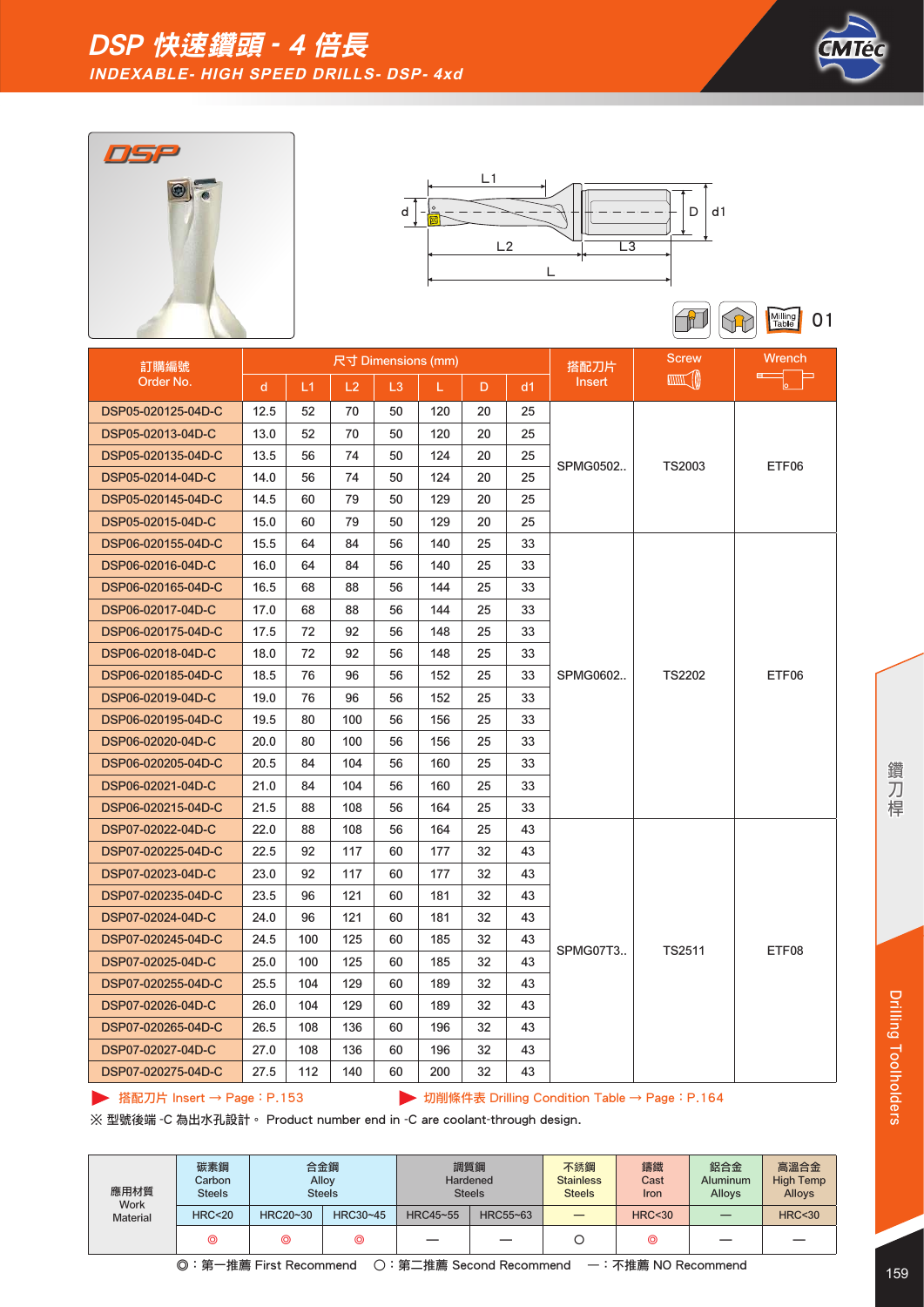# DSP 快速鑽頭 - 4 倍長

*INDEXABLE- HIGH SPEED DRILLS- DSP- 4xd*

01

| 訂購編號 Order No. | 尺寸 Dimensions (mm) | | | | | | | 搭配刀片 Insert | Screw | Wrench |
|---|---|---|---|---|---|---|---|---|---|---|
| | d | L1 | L2 | L3 | L | D | d1 | | | |
| DSP05-020125-04D-C | 12.5 | 52 | 70 | 50 | 120 | 20 | 25 | SPMG0502.. | TS2003 | ETF06 |
| DSP05-02013-04D-C | 13.0 | 52 | 70 | 50 | 120 | 20 | 25 | | | |
| DSP05-020135-04D-C | 13.5 | 56 | 74 | 50 | 124 | 20 | 25 | | | |
| DSP05-02014-04D-C | 14.0 | 56 | 74 | 50 | 124 | 20 | 25 | | | |
| DSP05-020145-04D-C | 14.5 | 60 | 79 | 50 | 129 | 20 | 25 | | | |
| DSP05-02015-04D-C | 15.0 | 60 | 79 | 50 | 129 | 20 | 25 | | | |
| DSP06-020155-04D-C | 15.5 | 64 | 84 | 56 | 140 | 25 | 33 | SPMG0602.. | TS2202 | ETF06 |
| DSP06-02016-04D-C | 16.0 | 64 | 84 | 56 | 140 | 25 | 33 | | | |
| DSP06-020165-04D-C | 16.5 | 68 | 88 | 56 | 144 | 25 | 33 | | | |
| DSP06-02017-04D-C | 17.0 | 68 | 88 | 56 | 144 | 25 | 33 | | | |
| DSP06-020175-04D-C | 17.5 | 72 | 92 | 56 | 148 | 25 | 33 | | | |
| DSP06-02018-04D-C | 18.0 | 72 | 92 | 56 | 148 | 25 | 33 | | | |
| DSP06-020185-04D-C | 18.5 | 76 | 96 | 56 | 152 | 25 | 33 | | | |
| DSP06-02019-04D-C | 19.0 | 76 | 96 | 56 | 152 | 25 | 33 | | | |
| DSP06-020195-04D-C | 19.5 | 80 | 100 | 56 | 156 | 25 | 33 | | | |
| DSP06-02020-04D-C | 20.0 | 80 | 100 | 56 | 156 | 25 | 33 | | | |
| DSP06-020205-04D-C | 20.5 | 84 | 104 | 56 | 160 | 25 | 33 | | | |
| DSP06-02021-04D-C | 21.0 | 84 | 104 | 56 | 160 | 25 | 33 | | | |
| DSP06-020215-04D-C | 21.5 | 88 | 108 | 56 | 164 | 25 | 33 | | | |
| DSP07-02022-04D-C | 22.0 | 88 | 108 | 56 | 164 | 25 | 43 | SPMG07T3.. | TS2511 | ETF08 |
| DSP07-020225-04D-C | 22.5 | 92 | 117 | 60 | 177 | 32 | 43 | | | |
| DSP07-02023-04D-C | 23.0 | 92 | 117 | 60 | 177 | 32 | 43 | | | |
| DSP07-020235-04D-C | 23.5 | 96 | 121 | 60 | 181 | 32 | 43 | | | |
| DSP07-02024-04D-C | 24.0 | 96 | 121 | 60 | 181 | 32 | 43 | | | |
| DSP07-020245-04D-C | 24.5 | 100 | 125 | 60 | 185 | 32 | 43 | | | |
| DSP07-02025-04D-C | 25.0 | 100 | 125 | 60 | 185 | 32 | 43 | | | |
| DSP07-020255-04D-C | 25.5 | 104 | 129 | 60 | 189 | 32 | 43 | | | |
| DSP07-02026-04D-C | 26.0 | 104 | 129 | 60 | 189 | 32 | 43 | | | |
| DSP07-020265-04D-C | 26.5 | 108 | 136 | 60 | 196 | 32 | 43 | | | |
| DSP07-02027-04D-C | 27.0 | 108 | 136 | 60 | 196 | 32 | 43 | | | |
| DSP07-020275-04D-C | 27.5 | 112 | 140 | 60 | 200 | 32 | 43 | | | |

▶ 搭配刀片 Insert → Page：P.153　　▶ 切削條件表 Drilling Condition Table → Page：P.164

※ 型號後端 -C 為出水孔設計。 Product number end in -C are coolant-through design.

| 應用材質 Work Material | 碳素鋼 Carbon Steels | 合金鋼 Alloy Steels | | 調質鋼 Hardened Steels | | 不銹鋼 Stainless Steels | 鑄鐵 Cast Iron | 鋁合金 Aluminum Alloys | 高溫合金 High Temp Alloys |
|---|---|---|---|---|---|---|---|---|---|
| | HRC<20 | HRC20~30 | HRC30~45 | HRC45~55 | HRC55~63 | — | HRC<30 | — | HRC<30 |
| | ◎ | ◎ | ◎ | — | — | ○ | ◎ | — | — |

◎：第一推薦 First Recommend　○：第二推薦 Second Recommend　—：不推薦 NO Recommend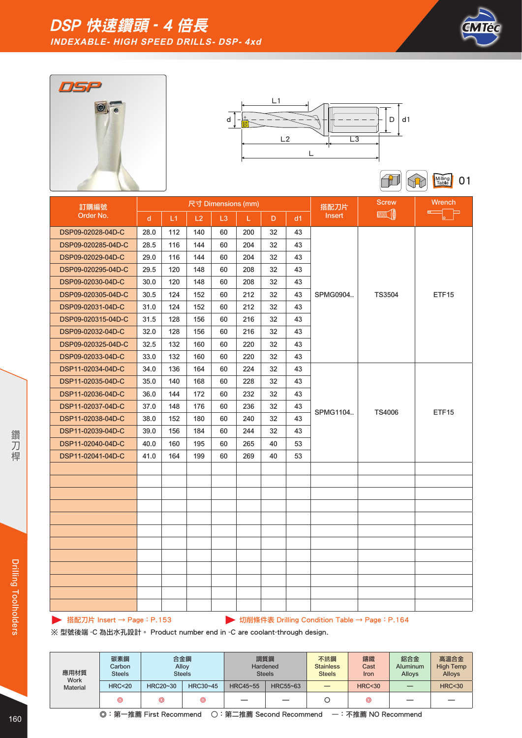# DSP 快速鑽頭 - 4 倍長

## INDEXABLE- HIGH SPEED DRILLS- DSP- 4xd

01

| 訂購編號 Order No. | 尺寸 Dimensions (mm) | | | | | | | 搭配刀片 Insert | Screw | Wrench |
|---|---|---|---|---|---|---|---|---|---|---|
| | d | L1 | L2 | L3 | L | D | d1 | | | |
| DSP09-02028-04D-C | 28.0 | 112 | 140 | 60 | 200 | 32 | 43 | SPMG0904.. | TS3504 | ETF15 |
| DSP09-020285-04D-C | 28.5 | 116 | 144 | 60 | 204 | 32 | 43 | | | |
| DSP09-02029-04D-C | 29.0 | 116 | 144 | 60 | 204 | 32 | 43 | | | |
| DSP09-020295-04D-C | 29.5 | 120 | 148 | 60 | 208 | 32 | 43 | | | |
| DSP09-02030-04D-C | 30.0 | 120 | 148 | 60 | 208 | 32 | 43 | | | |
| DSP09-020305-04D-C | 30.5 | 124 | 152 | 60 | 212 | 32 | 43 | | | |
| DSP09-02031-04D-C | 31.0 | 124 | 152 | 60 | 212 | 32 | 43 | | | |
| DSP09-020315-04D-C | 31.5 | 128 | 156 | 60 | 216 | 32 | 43 | | | |
| DSP09-02032-04D-C | 32.0 | 128 | 156 | 60 | 216 | 32 | 43 | | | |
| DSP09-020325-04D-C | 32.5 | 132 | 160 | 60 | 220 | 32 | 43 | | | |
| DSP09-02033-04D-C | 33.0 | 132 | 160 | 60 | 220 | 32 | 43 | | | |
| DSP11-02034-04D-C | 34.0 | 136 | 164 | 60 | 224 | 32 | 43 | SPMG1104.. | TS4006 | ETF15 |
| DSP11-02035-04D-C | 35.0 | 140 | 168 | 60 | 228 | 32 | 43 | | | |
| DSP11-02036-04D-C | 36.0 | 144 | 172 | 60 | 232 | 32 | 43 | | | |
| DSP11-02037-04D-C | 37.0 | 148 | 176 | 60 | 236 | 32 | 43 | | | |
| DSP11-02038-04D-C | 38.0 | 152 | 180 | 60 | 240 | 32 | 43 | | | |
| DSP11-02039-04D-C | 39.0 | 156 | 184 | 60 | 244 | 32 | 43 | | | |
| DSP11-02040-04D-C | 40.0 | 160 | 195 | 60 | 265 | 40 | 53 | | | |
| DSP11-02041-04D-C | 41.0 | 164 | 199 | 60 | 269 | 40 | 53 | | | |

▶ 搭配刀片 Insert → Page：P.153　　▶ 切削條件表 Drilling Condition Table → Page：P.164

※ 型號後端 -C 為出水孔設計。 Product number end in -C are coolant-through design.

| 應用材質 Work Material | 碳素鋼 Carbon Steels | 合金鋼 Alloy Steels | | 調質鋼 Hardened Steels | | 不銹鋼 Stainless Steels | 鑄鐵 Cast Iron | 鋁合金 Aluminum Alloys | 高溫合金 High Temp Alloys |
|---|---|---|---|---|---|---|---|---|---|
| | HRC<20 | HRC20~30 | HRC30~45 | HRC45~55 | HRC55~63 | — | HRC<30 | — | HRC<30 |
| | ◎ | ◎ | ◎ | — | — | ○ | ◎ | — | — |

◎：第一推薦 First Recommend　○：第二推薦 Second Recommend　—：不推薦 NO Recommend

鑽刀桿 Drilling Toolholders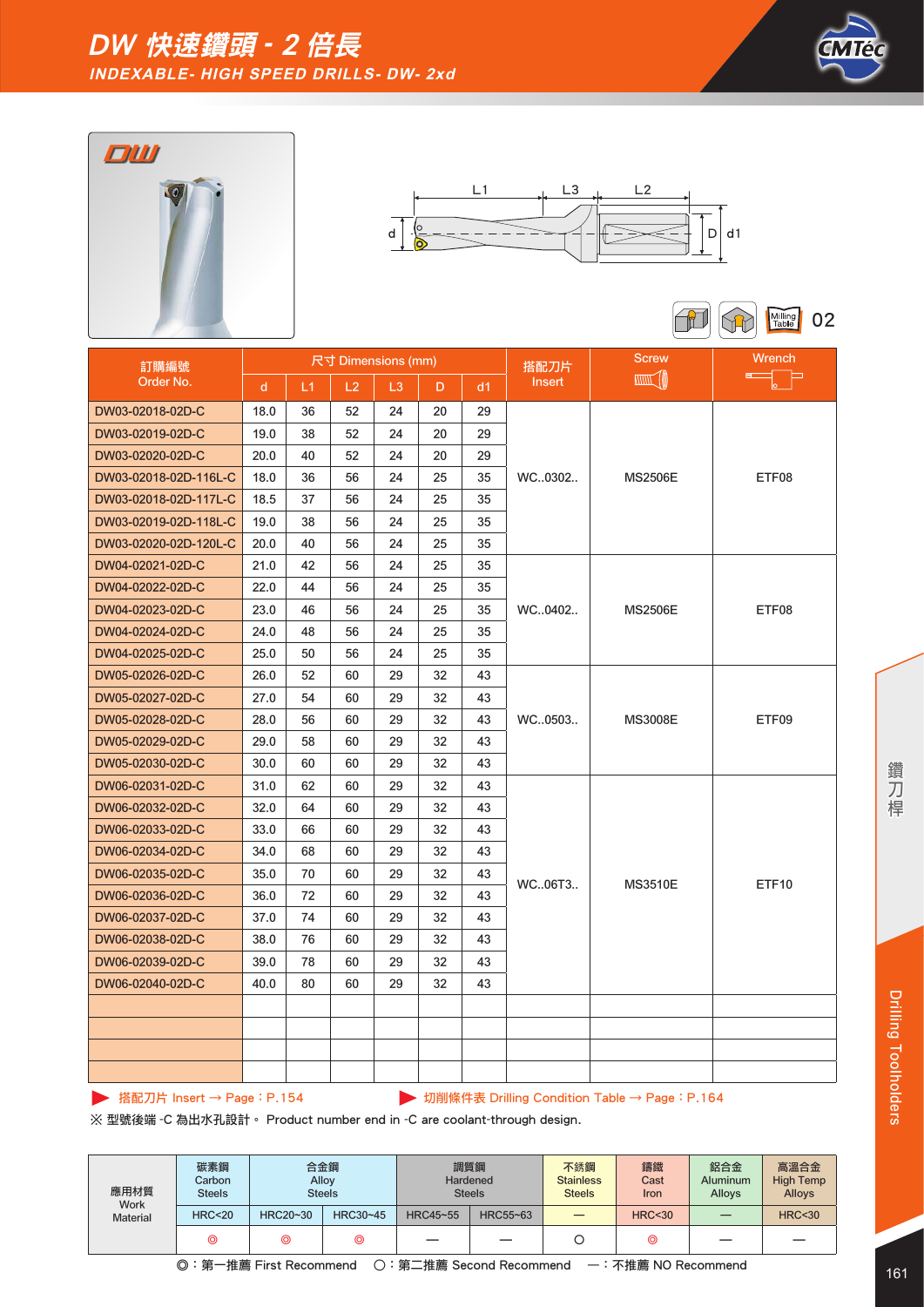# DW 快速鑽頭 - 2 倍長

## INDEXABLE- HIGH SPEED DRILLS- DW- 2xd

DW

L1 L3 L2 d D d1

Milling Table 02

| 訂購編號 Order No. | 尺寸 Dimensions (mm) | | | | | | 搭配刀片 Insert | Screw | Wrench |
|---|---|---|---|---|---|---|---|---|---|
| | d | L1 | L2 | L3 | D | d1 | | | |
| DW03-02018-02D-C | 18.0 | 36 | 52 | 24 | 20 | 29 | WC..0302.. | MS2506E | ETF08 |
| DW03-02019-02D-C | 19.0 | 38 | 52 | 24 | 20 | 29 | | | |
| DW03-02020-02D-C | 20.0 | 40 | 52 | 24 | 20 | 29 | | | |
| DW03-02018-02D-116L-C | 18.0 | 36 | 56 | 24 | 25 | 35 | | | |
| DW03-02018-02D-117L-C | 18.5 | 37 | 56 | 24 | 25 | 35 | | | |
| DW03-02019-02D-118L-C | 19.0 | 38 | 56 | 24 | 25 | 35 | | | |
| DW03-02020-02D-120L-C | 20.0 | 40 | 56 | 24 | 25 | 35 | | | |
| DW04-02021-02D-C | 21.0 | 42 | 56 | 24 | 25 | 35 | WC..0402.. | MS2506E | ETF08 |
| DW04-02022-02D-C | 22.0 | 44 | 56 | 24 | 25 | 35 | | | |
| DW04-02023-02D-C | 23.0 | 46 | 56 | 24 | 25 | 35 | | | |
| DW04-02024-02D-C | 24.0 | 48 | 56 | 24 | 25 | 35 | | | |
| DW04-02025-02D-C | 25.0 | 50 | 56 | 24 | 25 | 35 | | | |
| DW05-02026-02D-C | 26.0 | 52 | 60 | 29 | 32 | 43 | WC..0503.. | MS3008E | ETF09 |
| DW05-02027-02D-C | 27.0 | 54 | 60 | 29 | 32 | 43 | | | |
| DW05-02028-02D-C | 28.0 | 56 | 60 | 29 | 32 | 43 | | | |
| DW05-02029-02D-C | 29.0 | 58 | 60 | 29 | 32 | 43 | | | |
| DW05-02030-02D-C | 30.0 | 60 | 60 | 29 | 32 | 43 | | | |
| DW06-02031-02D-C | 31.0 | 62 | 60 | 29 | 32 | 43 | WC..06T3.. | MS3510E | ETF10 |
| DW06-02032-02D-C | 32.0 | 64 | 60 | 29 | 32 | 43 | | | |
| DW06-02033-02D-C | 33.0 | 66 | 60 | 29 | 32 | 43 | | | |
| DW06-02034-02D-C | 34.0 | 68 | 60 | 29 | 32 | 43 | | | |
| DW06-02035-02D-C | 35.0 | 70 | 60 | 29 | 32 | 43 | | | |
| DW06-02036-02D-C | 36.0 | 72 | 60 | 29 | 32 | 43 | | | |
| DW06-02037-02D-C | 37.0 | 74 | 60 | 29 | 32 | 43 | | | |
| DW06-02038-02D-C | 38.0 | 76 | 60 | 29 | 32 | 43 | | | |
| DW06-02039-02D-C | 39.0 | 78 | 60 | 29 | 32 | 43 | | | |
| DW06-02040-02D-C | 40.0 | 80 | 60 | 29 | 32 | 43 | | | |

▶ 搭配刀片 Insert → Page：P.154　　▶ 切削條件表 Drilling Condition Table → Page：P.164

※ 型號後端 -C 為出水孔設計。 Product number end in -C are coolant-through design.

| 應用材質 Work Material | 碳素鋼 Carbon Steels | 合金鋼 Alloy Steels | | 調質鋼 Hardened Steels | | 不銹鋼 Stainless Steels | 鑄鐵 Cast Iron | 鋁合金 Aluminum Alloys | 高溫合金 High Temp Alloys |
|---|---|---|---|---|---|---|---|---|---|
| | HRC<20 | HRC20~30 | HRC30~45 | HRC45~55 | HRC55~63 | — | HRC<30 | — | HRC<30 |
| | ◎ | ◎ | ◎ | — | — | ○ | ◎ | — | — |

◎：第一推薦 First Recommend　○：第二推薦 Second Recommend　—：不推薦 NO Recommend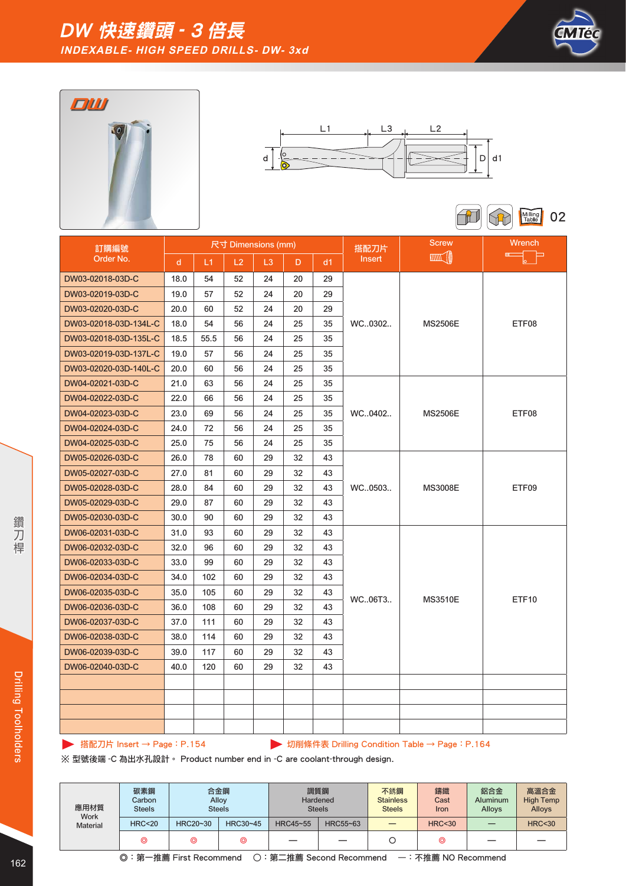# DW 快速鑽頭 - 3 倍長

## INDEXABLE- HIGH SPEED DRILLS- DW- 3xd

L1 L3 L2 d D d1

02

| 訂購編號 Order No. | 尺寸 Dimensions (mm) | | | | | | 搭配刀片 Insert | Screw | Wrench |
|---|---|---|---|---|---|---|---|---|---|
| | d | L1 | L2 | L3 | D | d1 | | | |
| DW03-02018-03D-C | 18.0 | 54 | 52 | 24 | 20 | 29 | WC..0302.. | MS2506E | ETF08 |
| DW03-02019-03D-C | 19.0 | 57 | 52 | 24 | 20 | 29 | | | |
| DW03-02020-03D-C | 20.0 | 60 | 52 | 24 | 20 | 29 | | | |
| DW03-02018-03D-134L-C | 18.0 | 54 | 56 | 24 | 25 | 35 | | | |
| DW03-02018-03D-135L-C | 18.5 | 55.5 | 56 | 24 | 25 | 35 | | | |
| DW03-02019-03D-137L-C | 19.0 | 57 | 56 | 24 | 25 | 35 | | | |
| DW03-02020-03D-140L-C | 20.0 | 60 | 56 | 24 | 25 | 35 | | | |
| DW04-02021-03D-C | 21.0 | 63 | 56 | 24 | 25 | 35 | WC..0402.. | MS2506E | ETF08 |
| DW04-02022-03D-C | 22.0 | 66 | 56 | 24 | 25 | 35 | | | |
| DW04-02023-03D-C | 23.0 | 69 | 56 | 24 | 25 | 35 | | | |
| DW04-02024-03D-C | 24.0 | 72 | 56 | 24 | 25 | 35 | | | |
| DW04-02025-03D-C | 25.0 | 75 | 56 | 24 | 25 | 35 | | | |
| DW05-02026-03D-C | 26.0 | 78 | 60 | 29 | 32 | 43 | WC..0503.. | MS3008E | ETF09 |
| DW05-02027-03D-C | 27.0 | 81 | 60 | 29 | 32 | 43 | | | |
| DW05-02028-03D-C | 28.0 | 84 | 60 | 29 | 32 | 43 | | | |
| DW05-02029-03D-C | 29.0 | 87 | 60 | 29 | 32 | 43 | | | |
| DW05-02030-03D-C | 30.0 | 90 | 60 | 29 | 32 | 43 | | | |
| DW06-02031-03D-C | 31.0 | 93 | 60 | 29 | 32 | 43 | WC..06T3.. | MS3510E | ETF10 |
| DW06-02032-03D-C | 32.0 | 96 | 60 | 29 | 32 | 43 | | | |
| DW06-02033-03D-C | 33.0 | 99 | 60 | 29 | 32 | 43 | | | |
| DW06-02034-03D-C | 34.0 | 102 | 60 | 29 | 32 | 43 | | | |
| DW06-02035-03D-C | 35.0 | 105 | 60 | 29 | 32 | 43 | | | |
| DW06-02036-03D-C | 36.0 | 108 | 60 | 29 | 32 | 43 | | | |
| DW06-02037-03D-C | 37.0 | 111 | 60 | 29 | 32 | 43 | | | |
| DW06-02038-03D-C | 38.0 | 114 | 60 | 29 | 32 | 43 | | | |
| DW06-02039-03D-C | 39.0 | 117 | 60 | 29 | 32 | 43 | | | |
| DW06-02040-03D-C | 40.0 | 120 | 60 | 29 | 32 | 43 | | | |

▶ 搭配刀片 Insert → Page：P.154　▶ 切削條件表 Drilling Condition Table → Page：P.164

※ 型號後端 -C 為出水孔設計。 Product number end in -C are coolant-through design.

| 應用材質 Work Material | 碳素鋼 Carbon Steels | 合金鋼 Alloy Steels | | 調質鋼 Hardened Steels | | 不銹鋼 Stainless Steels | 鑄鐵 Cast Iron | 鋁合金 Aluminum Alloys | 高溫合金 High Temp Alloys |
|---|---|---|---|---|---|---|---|---|---|
| | HRC<20 | HRC20~30 | HRC30~45 | HRC45~55 | HRC55~63 | — | HRC<30 | — | HRC<30 |
| | ◎ | ◎ | ◎ | — | — | ○ | ◎ | — | — |

◎：第一推薦 First Recommend　○：第二推薦 Second Recommend　—：不推薦 NO Recommend

鑽刀桿 Drilling Toolholders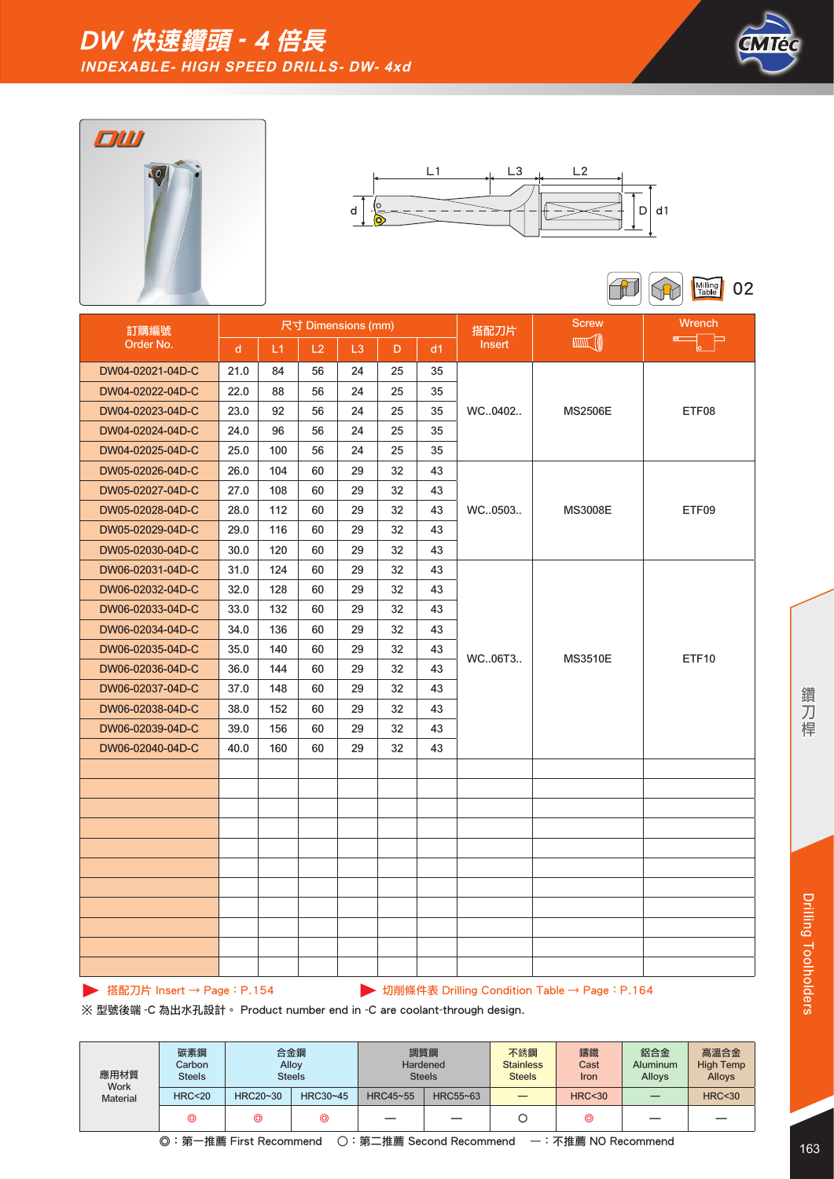# DW 快速鑽頭 - 4 倍長

## INDEXABLE- HIGH SPEED DRILLS- DW- 4xd

DW

L1 L3 L2

d D d1

02

| 訂購編號 Order No. | 尺寸 Dimensions (mm) | | | | | | 搭配刀片 Insert | Screw | Wrench |
|---|---|---|---|---|---|---|---|---|---|
| | d | L1 | L2 | L3 | D | d1 | | | |
| DW04-02021-04D-C | 21.0 | 84 | 56 | 24 | 25 | 35 | WC..0402.. | MS2506E | ETF08 |
| DW04-02022-04D-C | 22.0 | 88 | 56 | 24 | 25 | 35 | | | |
| DW04-02023-04D-C | 23.0 | 92 | 56 | 24 | 25 | 35 | | | |
| DW04-02024-04D-C | 24.0 | 96 | 56 | 24 | 25 | 35 | | | |
| DW04-02025-04D-C | 25.0 | 100 | 56 | 24 | 25 | 35 | | | |
| DW05-02026-04D-C | 26.0 | 104 | 60 | 29 | 32 | 43 | WC..0503.. | MS3008E | ETF09 |
| DW05-02027-04D-C | 27.0 | 108 | 60 | 29 | 32 | 43 | | | |
| DW05-02028-04D-C | 28.0 | 112 | 60 | 29 | 32 | 43 | | | |
| DW05-02029-04D-C | 29.0 | 116 | 60 | 29 | 32 | 43 | | | |
| DW05-02030-04D-C | 30.0 | 120 | 60 | 29 | 32 | 43 | | | |
| DW06-02031-04D-C | 31.0 | 124 | 60 | 29 | 32 | 43 | WC..06T3.. | MS3510E | ETF10 |
| DW06-02032-04D-C | 32.0 | 128 | 60 | 29 | 32 | 43 | | | |
| DW06-02033-04D-C | 33.0 | 132 | 60 | 29 | 32 | 43 | | | |
| DW06-02034-04D-C | 34.0 | 136 | 60 | 29 | 32 | 43 | | | |
| DW06-02035-04D-C | 35.0 | 140 | 60 | 29 | 32 | 43 | | | |
| DW06-02036-04D-C | 36.0 | 144 | 60 | 29 | 32 | 43 | | | |
| DW06-02037-04D-C | 37.0 | 148 | 60 | 29 | 32 | 43 | | | |
| DW06-02038-04D-C | 38.0 | 152 | 60 | 29 | 32 | 43 | | | |
| DW06-02039-04D-C | 39.0 | 156 | 60 | 29 | 32 | 43 | | | |
| DW06-02040-04D-C | 40.0 | 160 | 60 | 29 | 32 | 43 | | | |

▶ 搭配刀片 Insert → Page：P.154　　▶ 切削條件表 Drilling Condition Table → Page：P.164

※ 型號後端 -C 為出水孔設計。 Product number end in -C are coolant-through design.

| 應用材質 Work Material | 碳素鋼 Carbon Steels | 合金鋼 Alloy Steels | | 調質鋼 Hardened Steels | | 不銹鋼 Stainless Steels | 鑄鐵 Cast Iron | 鋁合金 Aluminum Alloys | 高溫合金 High Temp Alloys |
|---|---|---|---|---|---|---|---|---|---|
| | HRC<20 | HRC20~30 | HRC30~45 | HRC45~55 | HRC55~63 | — | HRC<30 | — | HRC<30 |
| | ◎ | ◎ | ◎ | — | — | ○ | ◎ | — | — |

◎：第一推薦 First Recommend　○：第二推薦 Second Recommend　—：不推薦 NO Recommend

鑽刀桿 Drilling Toolholders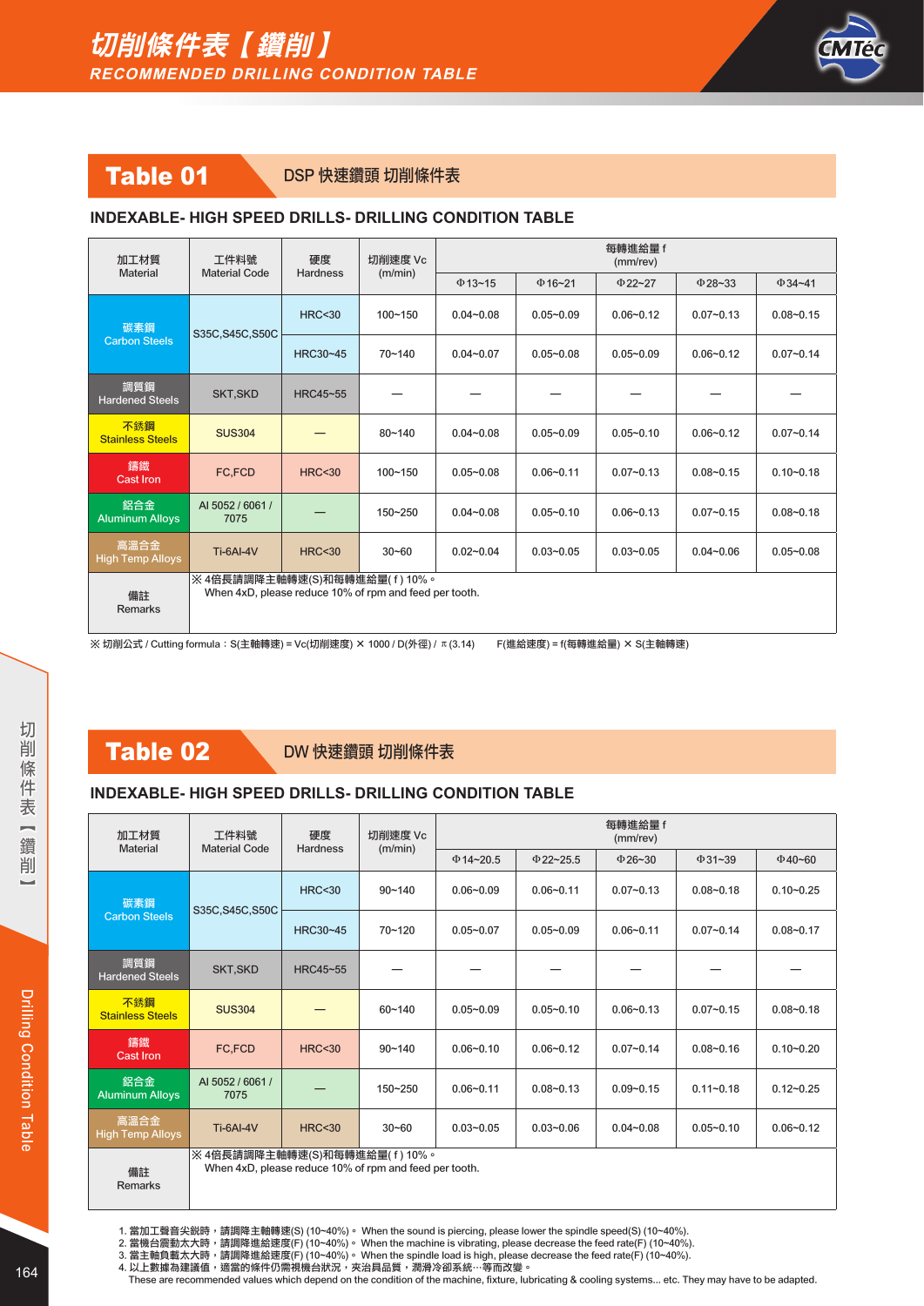# 切削條件表【鑽削】

## RECOMMENDED DRILLING CONDITION TABLE

## Table 01 DSP 快速鑽頭 切削條件表

### INDEXABLE- HIGH SPEED DRILLS- DRILLING CONDITION TABLE

| 加工材質 Material | 工件料號 Material Code | 硬度 Hardness | 切削速度 Vc (m/min) | 每轉進給量 f (mm/rev) | | | | |
|---|---|---|---|---|---|---|---|---|
| | | | | Φ13~15 | Φ16~21 | Φ22~27 | Φ28~33 | Φ34~41 |
| 碳素鋼 Carbon Steels | S35C,S45C,S50C | HRC<30 | 100~150 | 0.04~0.08 | 0.05~0.09 | 0.06~0.12 | 0.07~0.13 | 0.08~0.15 |
| | | HRC30~45 | 70~140 | 0.04~0.07 | 0.05~0.08 | 0.05~0.09 | 0.06~0.12 | 0.07~0.14 |
| 調質鋼 Hardened Steels | SKT,SKD | HRC45~55 | — | — | — | — | — | — |
| 不銹鋼 Stainless Steels | SUS304 | — | 80~140 | 0.04~0.08 | 0.05~0.09 | 0.05~0.10 | 0.06~0.12 | 0.07~0.14 |
| 鑄鐵 Cast Iron | FC,FCD | HRC<30 | 100~150 | 0.05~0.08 | 0.06~0.11 | 0.07~0.13 | 0.08~0.15 | 0.10~0.18 |
| 鋁合金 Aluminum Alloys | Al 5052 / 6061 / 7075 | — | 150~250 | 0.04~0.08 | 0.05~0.10 | 0.06~0.13 | 0.07~0.15 | 0.08~0.18 |
| 高溫合金 High Temp Alloys | Ti-6Al-4V | HRC<30 | 30~60 | 0.02~0.04 | 0.03~0.05 | 0.03~0.05 | 0.04~0.06 | 0.05~0.08 |
| 備註 Remarks | ※ 4倍長請調降主軸轉速(S)和每轉進給量( f ) 10%。 When 4xD, please reduce 10% of rpm and feed per tooth. | | | | | | | |

※ 切削公式 / Cutting formula：S(主軸轉速) = Vc(切削速度) × 1000 / D(外徑) / π(3.14)　　F(進給速度) = f(每轉進給量) × S(主軸轉速)

## Table 02 DW 快速鑽頭 切削條件表

### INDEXABLE- HIGH SPEED DRILLS- DRILLING CONDITION TABLE

| 加工材質 Material | 工件料號 Material Code | 硬度 Hardness | 切削速度 Vc (m/min) | 每轉進給量 f (mm/rev) | | | | |
|---|---|---|---|---|---|---|---|---|
| | | | | Φ14~20.5 | Φ22~25.5 | Φ26~30 | Φ31~39 | Φ40~60 |
| 碳素鋼 Carbon Steels | S35C,S45C,S50C | HRC<30 | 90~140 | 0.06~0.09 | 0.06~0.11 | 0.07~0.13 | 0.08~0.18 | 0.10~0.25 |
| | | HRC30~45 | 70~120 | 0.05~0.07 | 0.05~0.09 | 0.06~0.11 | 0.07~0.14 | 0.08~0.17 |
| 調質鋼 Hardened Steels | SKT,SKD | HRC45~55 | — | — | — | — | — | — |
| 不銹鋼 Stainless Steels | SUS304 | — | 60~140 | 0.05~0.09 | 0.05~0.10 | 0.06~0.13 | 0.07~0.15 | 0.08~0.18 |
| 鑄鐵 Cast Iron | FC,FCD | HRC<30 | 90~140 | 0.06~0.10 | 0.06~0.12 | 0.07~0.14 | 0.08~0.16 | 0.10~0.20 |
| 鋁合金 Aluminum Alloys | Al 5052 / 6061 / 7075 | — | 150~250 | 0.06~0.11 | 0.08~0.13 | 0.09~0.15 | 0.11~0.18 | 0.12~0.25 |
| 高溫合金 High Temp Alloys | Ti-6Al-4V | HRC<30 | 30~60 | 0.03~0.05 | 0.03~0.06 | 0.04~0.08 | 0.05~0.10 | 0.06~0.12 |
| 備註 Remarks | ※ 4倍長請調降主軸轉速(S)和每轉進給量( f ) 10%。 When 4xD, please reduce 10% of rpm and feed per tooth. | | | | | | | |

1. 當加工聲音尖銳時，請調降主軸轉速(S) (10~40%)。 When the sound is piercing, please lower the spindle speed(S) (10~40%).
2. 當機台震動太大時，請調降進給速度(F) (10~40%)。 When the machine is vibrating, please decrease the feed rate(F) (10~40%).
3. 當主軸負載太大時，請調降進給速度(F) (10~40%)。 When the spindle load is high, please decrease the feed rate(F) (10~40%).
4. 以上數據為建議值，適當的條件仍需視機台狀況，夾治具品質，潤滑冷卻系統…等而改變。 These are recommended values which depend on the condition of the machine, fixture, lubricating & cooling systems... etc. They may have to be adapted.